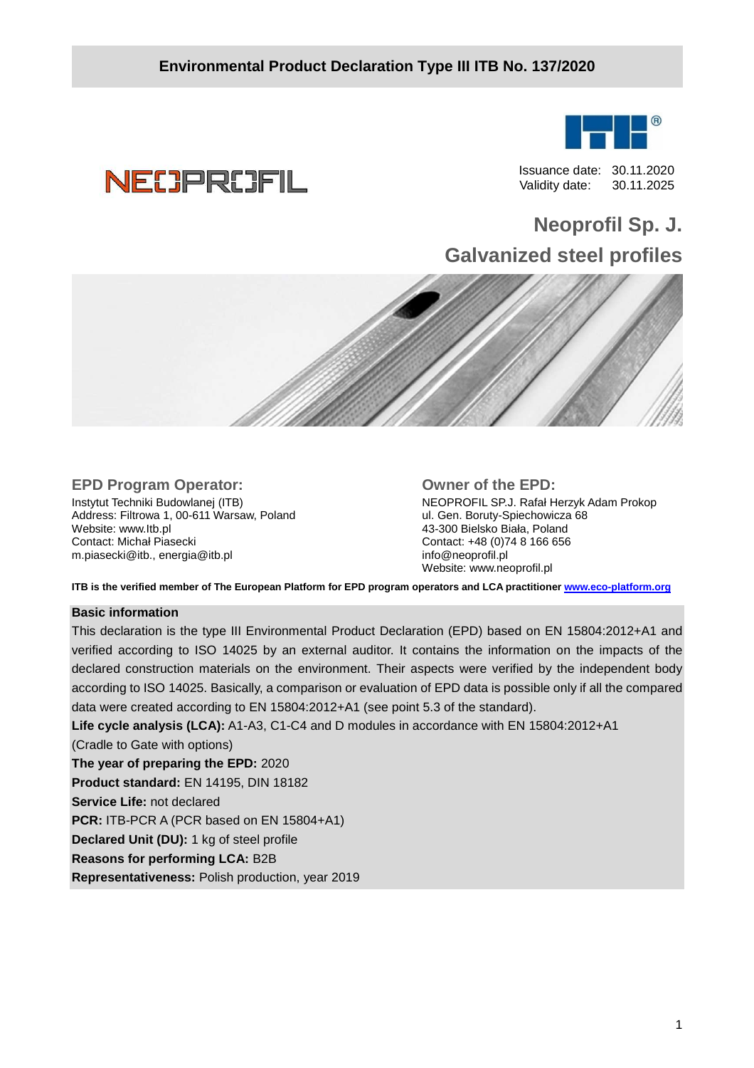# Environmental Product Declaration Type III ITB No. 137/2020

Issuance date: 30.11.2020
Validity date: 30.11.2025

## Neoprofil Sp. J.
## Galvanized steel profiles

### EPD Program Operator:

Instytut Techniki Budowlanej (ITB)
Address: Filtrowa 1, 00-611 Warsaw, Poland
Website: www.Itb.pl
Contact: Michał Piasecki
m.piasecki@itb., energia@itb.pl

### Owner of the EPD:

NEOPROFIL SP.J. Rafał Herzyk Adam Prokop
ul. Gen. Boruty-Spiechowicza 68
43-300 Bielsko Biała, Poland
Contact: +48 (0)74 8 166 656
info@neoprofil.pl
Website: www.neoprofil.pl

**ITB is the verified member of The European Platform for EPD program operators and LCA practitioner www.eco-platform.org**

**Basic information**

This declaration is the type III Environmental Product Declaration (EPD) based on EN 15804:2012+A1 and verified according to ISO 14025 by an external auditor. It contains the information on the impacts of the declared construction materials on the environment. Their aspects were verified by the independent body according to ISO 14025. Basically, a comparison or evaluation of EPD data is possible only if all the compared data were created according to EN 15804:2012+A1 (see point 5.3 of the standard).

**Life cycle analysis (LCA):** A1-A3, C1-C4 and D modules in accordance with EN 15804:2012+A1 (Cradle to Gate with options)

**The year of preparing the EPD:** 2020

**Product standard:** EN 14195, DIN 18182

**Service Life:** not declared

**PCR:** ITB-PCR A (PCR based on EN 15804+A1)

**Declared Unit (DU):** 1 kg of steel profile

**Reasons for performing LCA:** B2B

**Representativeness:** Polish production, year 2019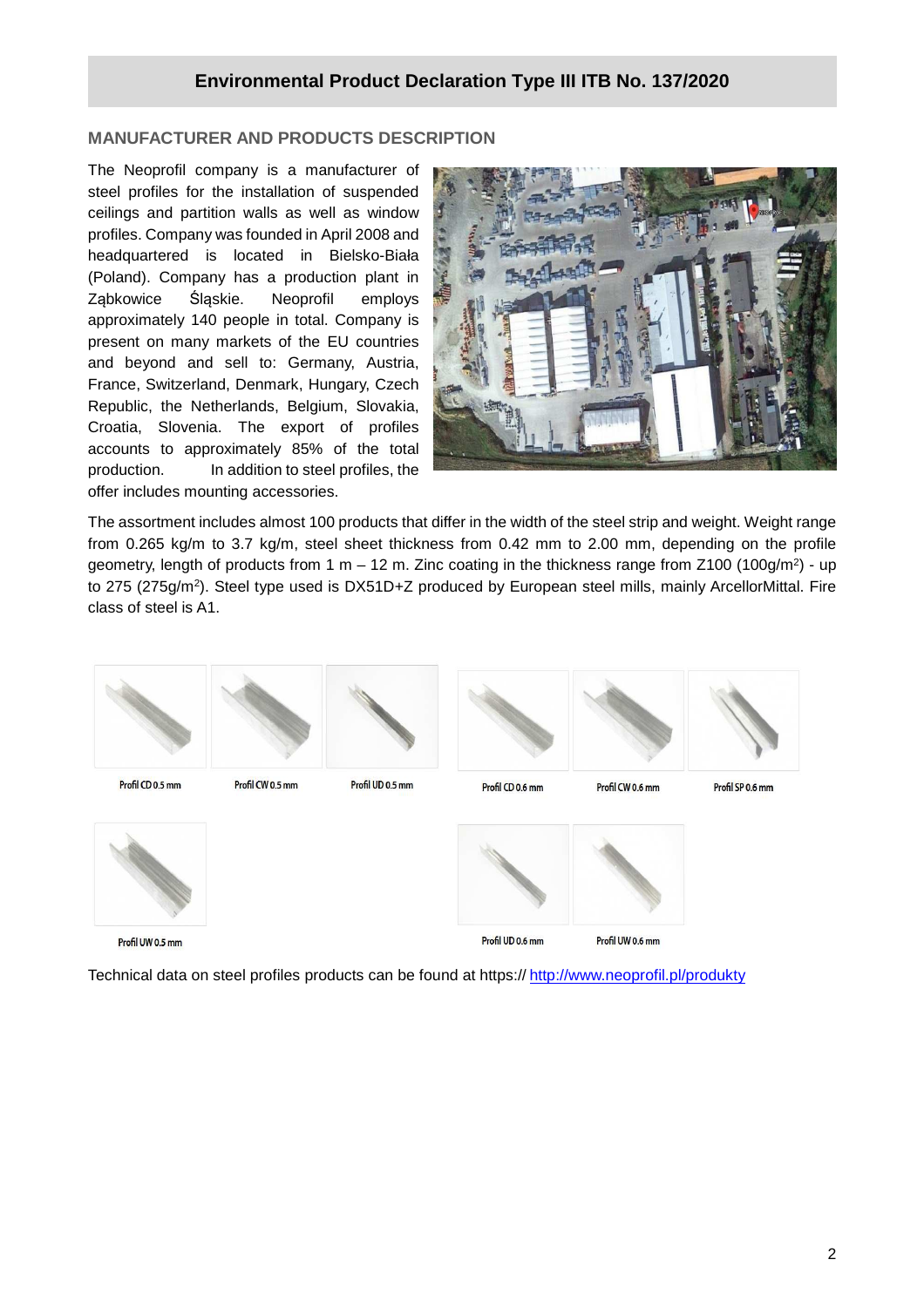## Environmental Product Declaration Type III ITB No. 137/2020

### MANUFACTURER AND PRODUCTS DESCRIPTION

The Neoprofil company is a manufacturer of steel profiles for the installation of suspended ceilings and partition walls as well as window profiles. Company was founded in April 2008 and headquartered is located in Bielsko-Biała (Poland). Company has a production plant in Ząbkowice Śląskie. Neoprofil employs approximately 140 people in total. Company is present on many markets of the EU countries and beyond and sell to: Germany, Austria, France, Switzerland, Denmark, Hungary, Czech Republic, the Netherlands, Belgium, Slovakia, Croatia, Slovenia. The export of profiles accounts to approximately 85% of the total production. In addition to steel profiles, the offer includes mounting accessories.

The assortment includes almost 100 products that differ in the width of the steel strip and weight. Weight range from 0.265 kg/m to 3.7 kg/m, steel sheet thickness from 0.42 mm to 2.00 mm, depending on the profile geometry, length of products from 1 m – 12 m. Zinc coating in the thickness range from Z100 (100g/m$^2$) - up to 275 (275g/m$^2$). Steel type used is DX51D+Z produced by European steel mills, mainly ArcellorMittal. Fire class of steel is A1.

Profil CD 0.5 mm

Profil CW 0.5 mm

Profil UD 0.5 mm

Profil CD 0.6 mm

Profil CW 0.6 mm

Profil SP 0.6 mm

Profil UW 0.5 mm

Profil UD 0.6 mm

Profil UW 0.6 mm

Technical data on steel profiles products can be found at https:// http://www.neoprofil.pl/produkty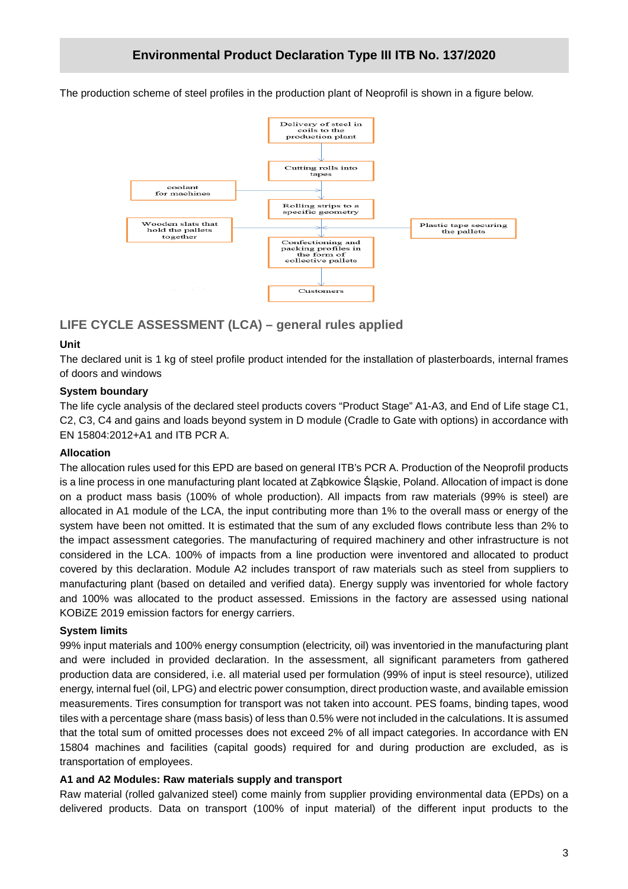The production scheme of steel profiles in the production plant of Neoprofil is shown in a figure below.

Delivery of steel in coils to the production plant

Cutting rolls into tapes

coolant for machines

Rolling strips to a specific geometry

Wooden slats that hold the pallets together

Plastic tape securing the pallets

Confectioning and packing profiles in the form of collective pallets

Customers

## LIFE CYCLE ASSESSMENT (LCA) – general rules applied

### Unit

The declared unit is 1 kg of steel profile product intended for the installation of plasterboards, internal frames of doors and windows

### System boundary

The life cycle analysis of the declared steel products covers "Product Stage" A1-A3, and End of Life stage C1, C2, C3, C4 and gains and loads beyond system in D module (Cradle to Gate with options) in accordance with EN 15804:2012+A1 and ITB PCR A.

### Allocation

The allocation rules used for this EPD are based on general ITB's PCR A. Production of the Neoprofil products is a line process in one manufacturing plant located at Ząbkowice Śląskie, Poland. Allocation of impact is done on a product mass basis (100% of whole production). All impacts from raw materials (99% is steel) are allocated in A1 module of the LCA, the input contributing more than 1% to the overall mass or energy of the system have been not omitted. It is estimated that the sum of any excluded flows contribute less than 2% to the impact assessment categories. The manufacturing of required machinery and other infrastructure is not considered in the LCA. 100% of impacts from a line production were inventored and allocated to product covered by this declaration. Module A2 includes transport of raw materials such as steel from suppliers to manufacturing plant (based on detailed and verified data). Energy supply was inventoried for whole factory and 100% was allocated to the product assessed. Emissions in the factory are assessed using national KOBiZE 2019 emission factors for energy carriers.

### System limits

99% input materials and 100% energy consumption (electricity, oil) was inventoried in the manufacturing plant and were included in provided declaration. In the assessment, all significant parameters from gathered production data are considered, i.e. all material used per formulation (99% of input is steel resource), utilized energy, internal fuel (oil, LPG) and electric power consumption, direct production waste, and available emission measurements. Tires consumption for transport was not taken into account. PES foams, binding tapes, wood tiles with a percentage share (mass basis) of less than 0.5% were not included in the calculations. It is assumed that the total sum of omitted processes does not exceed 2% of all impact categories. In accordance with EN 15804 machines and facilities (capital goods) required for and during production are excluded, as is transportation of employees.

### A1 and A2 Modules: Raw materials supply and transport

Raw material (rolled galvanized steel) come mainly from supplier providing environmental data (EPDs) on a delivered products. Data on transport (100% of input material) of the different input products to the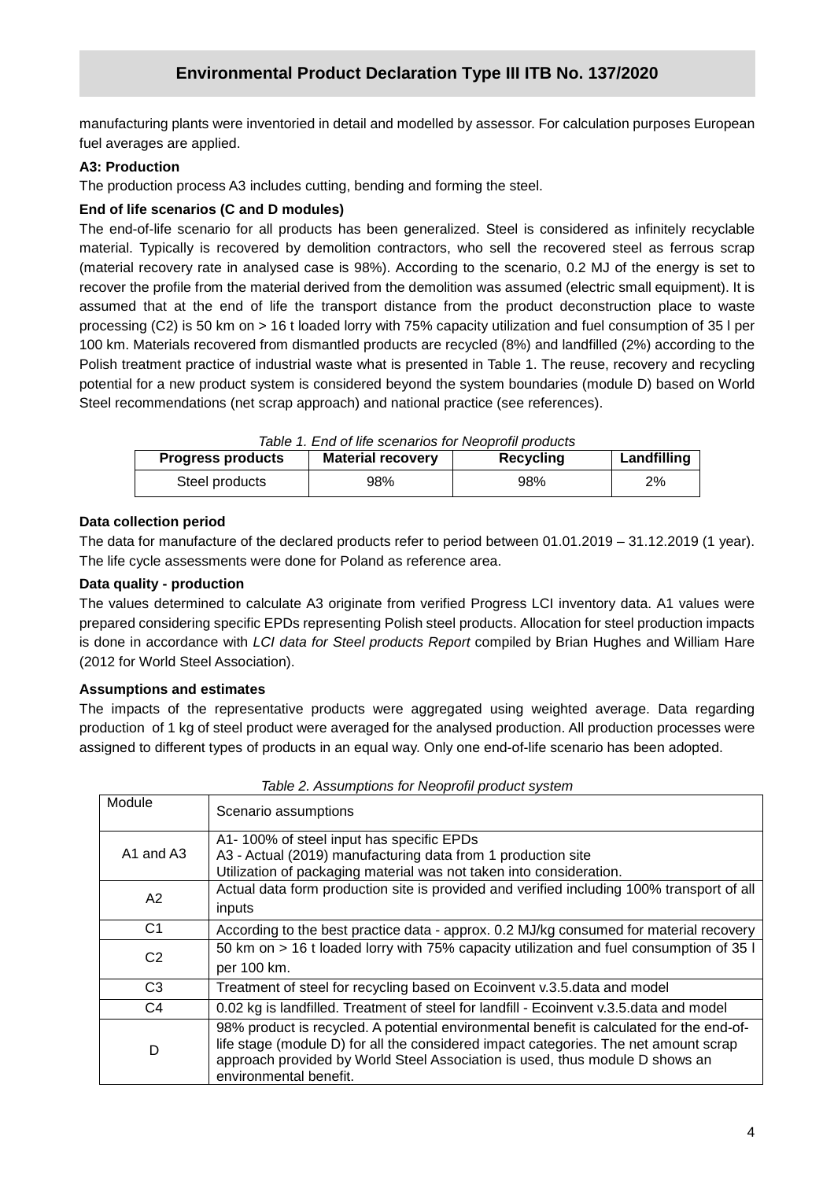manufacturing plants were inventoried in detail and modelled by assessor. For calculation purposes European fuel averages are applied.

**A3: Production**

The production process A3 includes cutting, bending and forming the steel.

**End of life scenarios (C and D modules)**

The end-of-life scenario for all products has been generalized. Steel is considered as infinitely recyclable material. Typically is recovered by demolition contractors, who sell the recovered steel as ferrous scrap (material recovery rate in analysed case is 98%). According to the scenario, 0.2 MJ of the energy is set to recover the profile from the material derived from the demolition was assumed (electric small equipment). It is assumed that at the end of life the transport distance from the product deconstruction place to waste processing (C2) is 50 km on > 16 t loaded lorry with 75% capacity utilization and fuel consumption of 35 l per 100 km. Materials recovered from dismantled products are recycled (8%) and landfilled (2%) according to the Polish treatment practice of industrial waste what is presented in Table 1. The reuse, recovery and recycling potential for a new product system is considered beyond the system boundaries (module D) based on World Steel recommendations (net scrap approach) and national practice (see references).

*Table 1. End of life scenarios for Neoprofil products*

| Progress products | Material recovery | Recycling | Landfilling |
|---|---|---|---|
| Steel products | 98% | 98% | 2% |

**Data collection period**

The data for manufacture of the declared products refer to period between 01.01.2019 – 31.12.2019 (1 year). The life cycle assessments were done for Poland as reference area.

**Data quality - production**

The values determined to calculate A3 originate from verified Progress LCI inventory data. A1 values were prepared considering specific EPDs representing Polish steel products. Allocation for steel production impacts is done in accordance with *LCI data for Steel products Report* compiled by Brian Hughes and William Hare (2012 for World Steel Association).

**Assumptions and estimates**

The impacts of the representative products were aggregated using weighted average. Data regarding production of 1 kg of steel product were averaged for the analysed production. All production processes were assigned to different types of products in an equal way. Only one end-of-life scenario has been adopted.

*Table 2. Assumptions for Neoprofil product system*

| Module | Scenario assumptions |
|---|---|
| A1 and A3 | A1- 100% of steel input has specific EPDs<br>A3 - Actual (2019) manufacturing data from 1 production site<br>Utilization of packaging material was not taken into consideration. |
| A2 | Actual data form production site is provided and verified including 100% transport of all inputs |
| C1 | According to the best practice data - approx. 0.2 MJ/kg consumed for material recovery |
| C2 | 50 km on > 16 t loaded lorry with 75% capacity utilization and fuel consumption of 35 l per 100 km. |
| C3 | Treatment of steel for recycling based on Ecoinvent v.3.5.data and model |
| C4 | 0.02 kg is landfilled. Treatment of steel for landfill - Ecoinvent v.3.5.data and model |
| D | 98% product is recycled. A potential environmental benefit is calculated for the end-of-life stage (module D) for all the considered impact categories. The net amount scrap approach provided by World Steel Association is used, thus module D shows an environmental benefit. |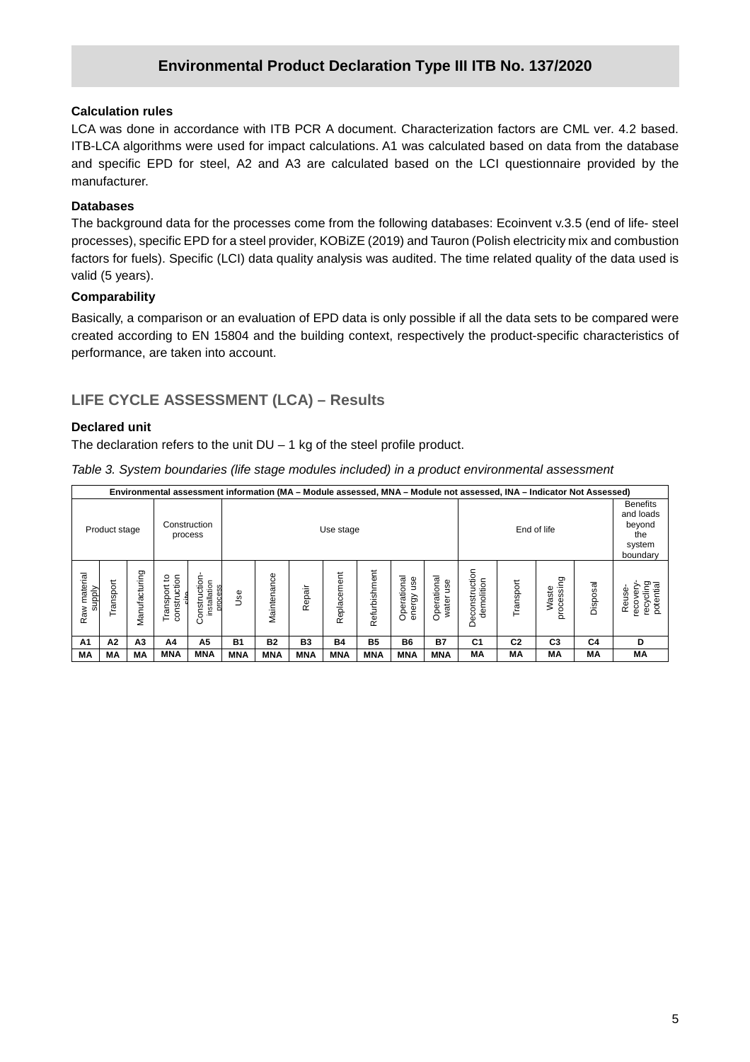## Environmental Product Declaration Type III ITB No. 137/2020

### Calculation rules

LCA was done in accordance with ITB PCR A document. Characterization factors are CML ver. 4.2 based. ITB-LCA algorithms were used for impact calculations. A1 was calculated based on data from the database and specific EPD for steel, A2 and A3 are calculated based on the LCI questionnaire provided by the manufacturer.

### Databases

The background data for the processes come from the following databases: Ecoinvent v.3.5 (end of life- steel processes), specific EPD for a steel provider, KOBiZE (2019) and Tauron (Polish electricity mix and combustion factors for fuels). Specific (LCI) data quality analysis was audited. The time related quality of the data used is valid (5 years).

### Comparability

Basically, a comparison or an evaluation of EPD data is only possible if all the data sets to be compared were created according to EN 15804 and the building context, respectively the product-specific characteristics of performance, are taken into account.

## LIFE CYCLE ASSESSMENT (LCA) – Results

### Declared unit

The declaration refers to the unit DU – 1 kg of the steel profile product.

*Table 3. System boundaries (life stage modules included) in a product environmental assessment*

| Environmental assessment information (MA – Module assessed, MNA – Module not assessed, INA – Indicator Not Assessed) | | | | | | | | | | | | | | | | |
|---|---|---|---|---|---|---|---|---|---|---|---|---|---|---|---|---|
| Product stage | | | Construction process | | Use stage | | | | | | | End of life | | | | Benefits and loads beyond the system boundary |
| Raw material supply | Transport | Manufacturing | Transport to construction site | Construction-installation process | Use | Maintenance | Repair | Replacement | Refurbishment | Operational energy use | Operational water use | Deconstruction demolition | Transport | Waste processing | Disposal | Reuse-recovery-recycling potential |
| A1 | A2 | A3 | A4 | A5 | B1 | B2 | B3 | B4 | B5 | B6 | B7 | C1 | C2 | C3 | C4 | D |
| MA | MA | MA | MNA | MNA | MNA | MNA | MNA | MNA | MNA | MNA | MNA | MA | MA | MA | MA | MA |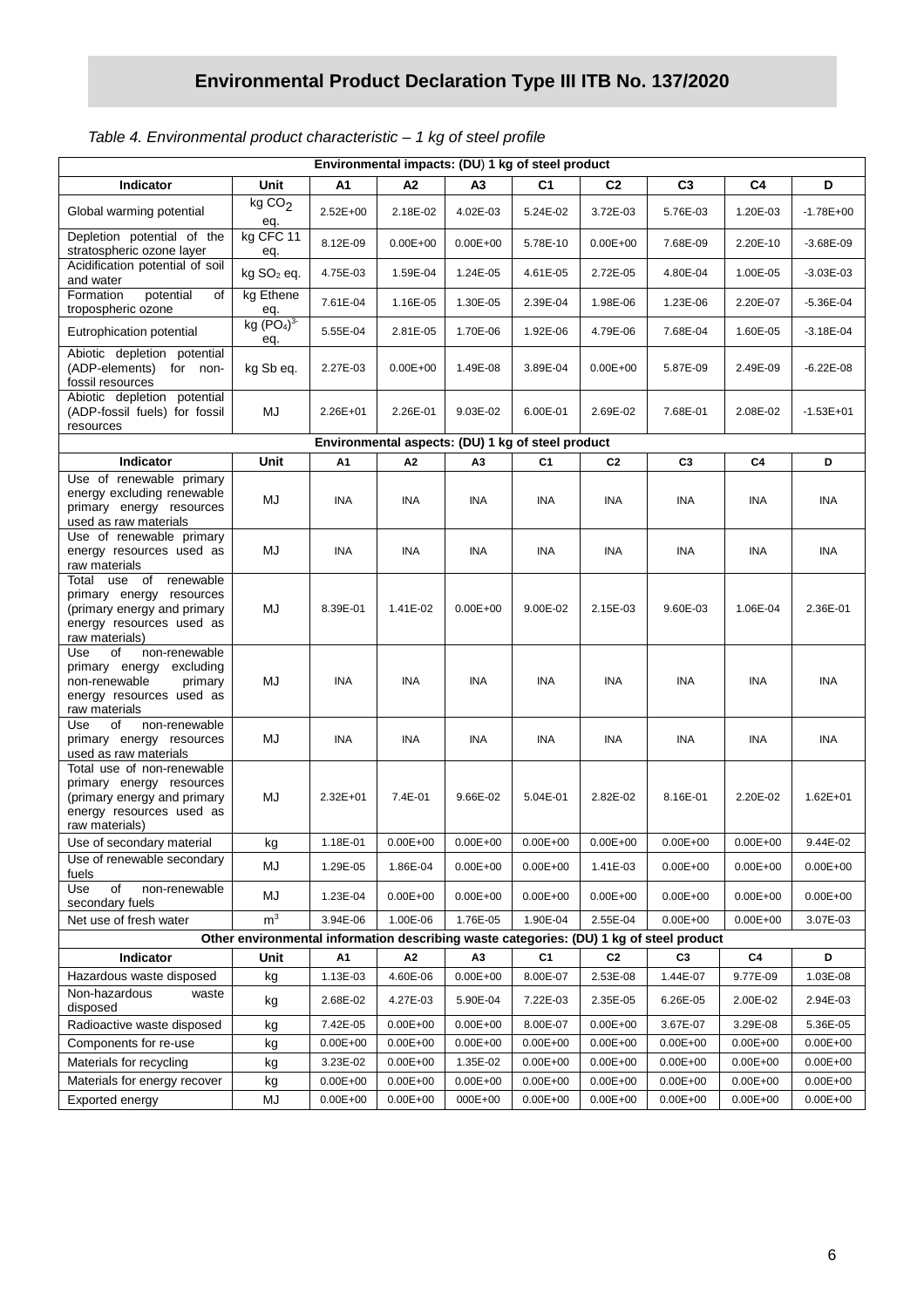# Environmental Product Declaration Type III ITB No. 137/2020

*Table 4. Environmental product characteristic – 1 kg of steel profile*

| Environmental impacts: (DU) 1 kg of steel product | | | | | | | | | |
|---|---|---|---|---|---|---|---|---|---|
| **Indicator** | **Unit** | **A1** | **A2** | **A3** | **C1** | **C2** | **C3** | **C4** | **D** |
| Global warming potential | kg $CO_2$ eq. | 2.52E+00 | 2.18E-02 | 4.02E-03 | 5.24E-02 | 3.72E-03 | 5.76E-03 | 1.20E-03 | -1.78E+00 |
| Depletion potential of the stratospheric ozone layer | kg CFC 11 eq. | 8.12E-09 | 0.00E+00 | 0.00E+00 | 5.78E-10 | 0.00E+00 | 7.68E-09 | 2.20E-10 | -3.68E-09 |
| Acidification potential of soil and water | kg $SO_2$ eq. | 4.75E-03 | 1.59E-04 | 1.24E-05 | 4.61E-05 | 2.72E-05 | 4.80E-04 | 1.00E-05 | -3.03E-03 |
| Formation potential of tropospheric ozone | kg Ethene eq. | 7.61E-04 | 1.16E-05 | 1.30E-05 | 2.39E-04 | 1.98E-06 | 1.23E-06 | 2.20E-07 | -5.36E-04 |
| Eutrophication potential | kg $(PO_4)^{3-}$ eq. | 5.55E-04 | 2.81E-05 | 1.70E-06 | 1.92E-06 | 4.79E-06 | 7.68E-04 | 1.60E-05 | -3.18E-04 |
| Abiotic depletion potential (ADP-elements) for non-fossil resources | kg Sb eq. | 2.27E-03 | 0.00E+00 | 1.49E-08 | 3.89E-04 | 0.00E+00 | 5.87E-09 | 2.49E-09 | -6.22E-08 |
| Abiotic depletion potential (ADP-fossil fuels) for fossil resources | MJ | 2.26E+01 | 2.26E-01 | 9.03E-02 | 6.00E-01 | 2.69E-02 | 7.68E-01 | 2.08E-02 | -1.53E+01 |
| **Environmental aspects: (DU) 1 kg of steel product** | | | | | | | | | |
| **Indicator** | **Unit** | **A1** | **A2** | **A3** | **C1** | **C2** | **C3** | **C4** | **D** |
| Use of renewable primary energy excluding renewable primary energy resources used as raw materials | MJ | INA | INA | INA | INA | INA | INA | INA | INA |
| Use of renewable primary energy resources used as raw materials | MJ | INA | INA | INA | INA | INA | INA | INA | INA |
| Total use of renewable primary energy resources (primary energy and primary energy resources used as raw materials) | MJ | 8.39E-01 | 1.41E-02 | 0.00E+00 | 9.00E-02 | 2.15E-03 | 9.60E-03 | 1.06E-04 | 2.36E-01 |
| Use of non-renewable primary energy excluding non-renewable primary energy resources used as raw materials | MJ | INA | INA | INA | INA | INA | INA | INA | INA |
| Use of non-renewable primary energy resources used as raw materials | MJ | INA | INA | INA | INA | INA | INA | INA | INA |
| Total use of non-renewable primary energy resources (primary energy and primary energy resources used as raw materials) | MJ | 2.32E+01 | 7.4E-01 | 9.66E-02 | 5.04E-01 | 2.82E-02 | 8.16E-01 | 2.20E-02 | 1.62E+01 |
| Use of secondary material | kg | 1.18E-01 | 0.00E+00 | 0.00E+00 | 0.00E+00 | 0.00E+00 | 0.00E+00 | 0.00E+00 | 9.44E-02 |
| Use of renewable secondary fuels | MJ | 1.29E-05 | 1.86E-04 | 0.00E+00 | 0.00E+00 | 1.41E-03 | 0.00E+00 | 0.00E+00 | 0.00E+00 |
| Use of non-renewable secondary fuels | MJ | 1.23E-04 | 0.00E+00 | 0.00E+00 | 0.00E+00 | 0.00E+00 | 0.00E+00 | 0.00E+00 | 0.00E+00 |
| Net use of fresh water | $m^3$ | 3.94E-06 | 1.00E-06 | 1.76E-05 | 1.90E-04 | 2.55E-04 | 0.00E+00 | 0.00E+00 | 3.07E-03 |
| **Other environmental information describing waste categories: (DU) 1 kg of steel product** | | | | | | | | | |
| **Indicator** | **Unit** | **A1** | **A2** | **A3** | **C1** | **C2** | **C3** | **C4** | **D** |
| Hazardous waste disposed | kg | 1.13E-03 | 4.60E-06 | 0.00E+00 | 8.00E-07 | 2.53E-08 | 1.44E-07 | 9.77E-09 | 1.03E-08 |
| Non-hazardous waste disposed | kg | 2.68E-02 | 4.27E-03 | 5.90E-04 | 7.22E-03 | 2.35E-05 | 6.26E-05 | 2.00E-02 | 2.94E-03 |
| Radioactive waste disposed | kg | 7.42E-05 | 0.00E+00 | 0.00E+00 | 8.00E-07 | 0.00E+00 | 3.67E-07 | 3.29E-08 | 5.36E-05 |
| Components for re-use | kg | 0.00E+00 | 0.00E+00 | 0.00E+00 | 0.00E+00 | 0.00E+00 | 0.00E+00 | 0.00E+00 | 0.00E+00 |
| Materials for recycling | kg | 3.23E-02 | 0.00E+00 | 1.35E-02 | 0.00E+00 | 0.00E+00 | 0.00E+00 | 0.00E+00 | 0.00E+00 |
| Materials for energy recover | kg | 0.00E+00 | 0.00E+00 | 0.00E+00 | 0.00E+00 | 0.00E+00 | 0.00E+00 | 0.00E+00 | 0.00E+00 |
| Exported energy | MJ | 0.00E+00 | 0.00E+00 | 000E+00 | 0.00E+00 | 0.00E+00 | 0.00E+00 | 0.00E+00 | 0.00E+00 |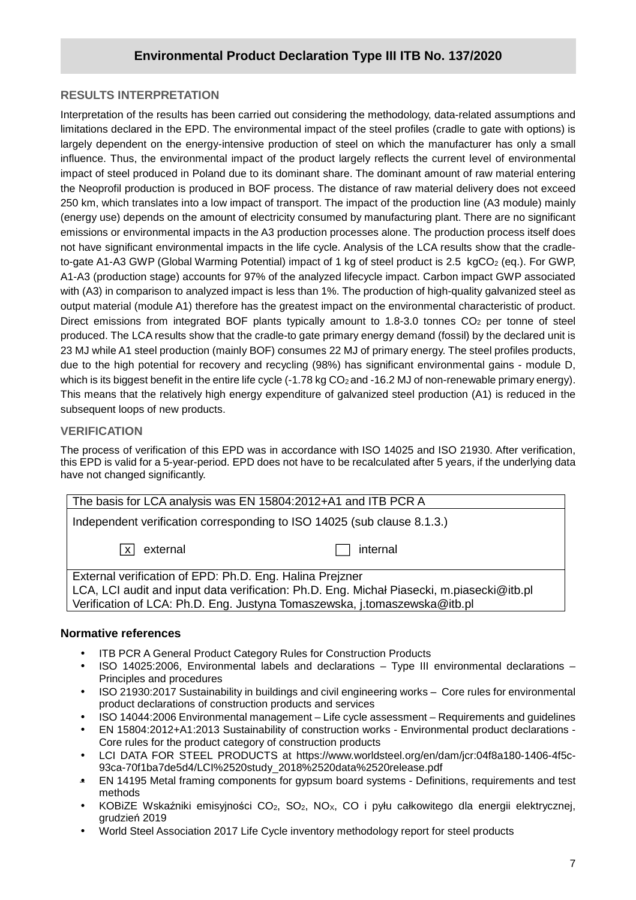## RESULTS INTERPRETATION

Interpretation of the results has been carried out considering the methodology, data-related assumptions and limitations declared in the EPD. The environmental impact of the steel profiles (cradle to gate with options) is largely dependent on the energy-intensive production of steel on which the manufacturer has only a small influence. Thus, the environmental impact of the product largely reflects the current level of environmental impact of steel produced in Poland due to its dominant share. The dominant amount of raw material entering the Neoprofil production is produced in BOF process. The distance of raw material delivery does not exceed 250 km, which translates into a low impact of transport. The impact of the production line (A3 module) mainly (energy use) depends on the amount of electricity consumed by manufacturing plant. There are no significant emissions or environmental impacts in the A3 production processes alone. The production process itself does not have significant environmental impacts in the life cycle. Analysis of the LCA results show that the cradle-to-gate A1-A3 GWP (Global Warming Potential) impact of 1 kg of steel product is 2.5 $kgCO_2$ (eq.). For GWP, A1-A3 (production stage) accounts for 97% of the analyzed lifecycle impact. Carbon impact GWP associated with (A3) in comparison to analyzed impact is less than 1%. The production of high-quality galvanized steel as output material (module A1) therefore has the greatest impact on the environmental characteristic of product. Direct emissions from integrated BOF plants typically amount to 1.8-3.0 tonnes $CO_2$ per tonne of steel produced. The LCA results show that the cradle-to gate primary energy demand (fossil) by the declared unit is 23 MJ while A1 steel production (mainly BOF) consumes 22 MJ of primary energy. The steel profiles products, due to the high potential for recovery and recycling (98%) has significant environmental gains - module D, which is its biggest benefit in the entire life cycle (-1.78 kg $CO_2$ and -16.2 MJ of non-renewable primary energy). This means that the relatively high energy expenditure of galvanized steel production (A1) is reduced in the subsequent loops of new products.

## VERIFICATION

The process of verification of this EPD was in accordance with ISO 14025 and ISO 21930. After verification, this EPD is valid for a 5-year-period. EPD does not have to be recalculated after 5 years, if the underlying data have not changed significantly.

| The basis for LCA analysis was EN 15804:2012+A1 and ITB PCR A |
|---|
| Independent verification corresponding to ISO 14025 (sub clause 8.1.3.)<br>[x] external [ ] internal |
| External verification of EPD: Ph.D. Eng. Halina Prejzner<br>LCA, LCI audit and input data verification: Ph.D. Eng. Michał Piasecki, m.piasecki@itb.pl<br>Verification of LCA: Ph.D. Eng. Justyna Tomaszewska, j.tomaszewska@itb.pl |

**Normative references**

- ITB PCR A General Product Category Rules for Construction Products
- ISO 14025:2006, Environmental labels and declarations – Type III environmental declarations – Principles and procedures
- ISO 21930:2017 Sustainability in buildings and civil engineering works – Core rules for environmental product declarations of construction products and services
- ISO 14044:2006 Environmental management – Life cycle assessment – Requirements and guidelines
- EN 15804:2012+A1:2013 Sustainability of construction works - Environmental product declarations - Core rules for the product category of construction products
- LCI DATA FOR STEEL PRODUCTS at https://www.worldsteel.org/en/dam/jcr:04f8a180-1406-4f5c-93ca-70f1ba7de5d4/LCI%2520study_2018%2520data%2520release.pdf
- EN 14195 Metal framing components for gypsum board systems - Definitions, requirements and test methods
- KOBiZE Wskaźniki emisyjności $CO_2$, $SO_2$, $NO_X$, CO i pyłu całkowitego dla energii elektrycznej, grudzień 2019
- World Steel Association 2017 Life Cycle inventory methodology report for steel products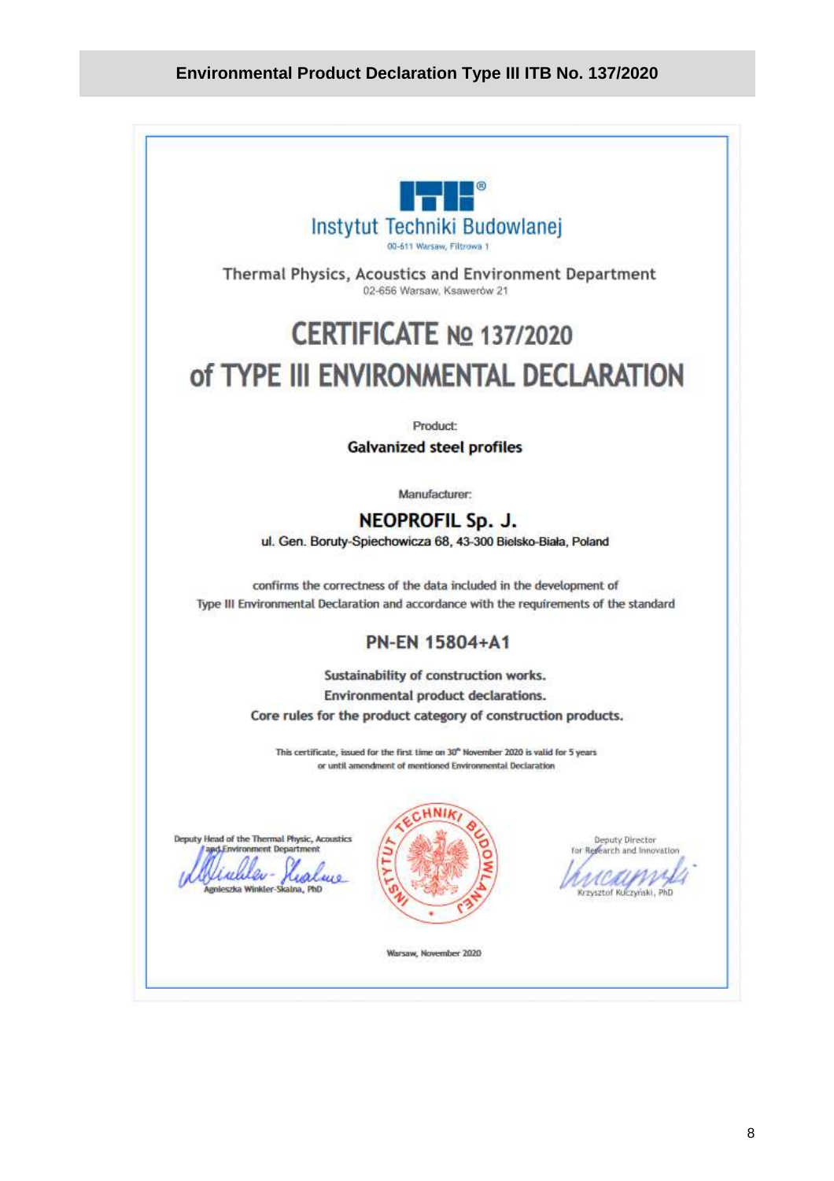Instytut Techniki Budowlanej

00-611 Warsaw, Filtrowa 1

Thermal Physics, Acoustics and Environment Department

02-656 Warsaw, Ksawerów 21

# CERTIFICATE № 137/2020
# of TYPE III ENVIRONMENTAL DECLARATION

Product:

**Galvanized steel profiles**

Manufacturer:

**NEOPROFIL Sp. J.**

ul. Gen. Boruty-Spiechowicza 68, 43-300 Bielsko-Biała, Poland

confirms the correctness of the data included in the development of Type III Environmental Declaration and accordance with the requirements of the standard

## PN-EN 15804+A1

**Sustainability of construction works.**
**Environmental product declarations.**
**Core rules for the product category of construction products.**

This certificate, issued for the first time on 30th November 2020 is valid for 5 years or until amendment of mentioned Environmental Declaration

Deputy Head of the Thermal Physic, Acoustics and Environment Department

Agnieszka Winkler-Skalna, PhD

INSTYTUT TECHNIKI BUDOWLANEJ

Deputy Director for Research and Innovation

Krzysztof Kuczyński, PhD

Warsaw, November 2020